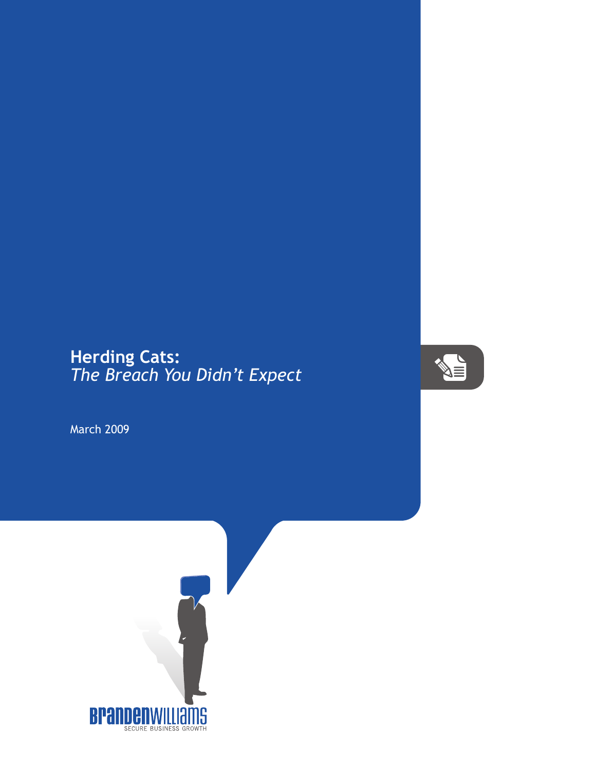# Herding Cats:
*The Breach You Didn't Expect*

March 2009

BRANDENWILLIAMS
SECURE BUSINESS GROWTH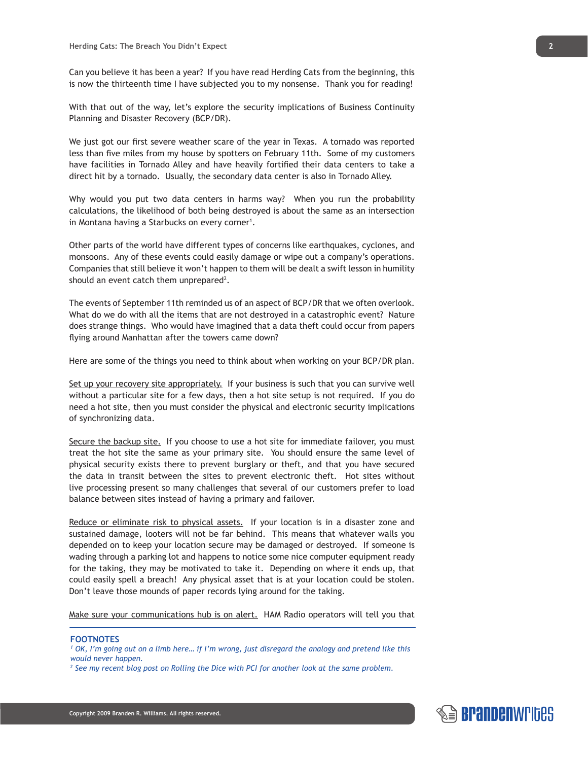Can you believe it has been a year? If you have read Herding Cats from the beginning, this is now the thirteenth time I have subjected you to my nonsense. Thank you for reading!

With that out of the way, let's explore the security implications of Business Continuity Planning and Disaster Recovery (BCP/DR).

We just got our first severe weather scare of the year in Texas. A tornado was reported less than five miles from my house by spotters on February 11th. Some of my customers have facilities in Tornado Alley and have heavily fortified their data centers to take a direct hit by a tornado. Usually, the secondary data center is also in Tornado Alley.

Why would you put two data centers in harms way? When you run the probability calculations, the likelihood of both being destroyed is about the same as an intersection in Montana having a Starbucks on every corner[1].

Other parts of the world have different types of concerns like earthquakes, cyclones, and monsoons. Any of these events could easily damage or wipe out a company's operations. Companies that still believe it won't happen to them will be dealt a swift lesson in humility should an event catch them unprepared[2].

The events of September 11th reminded us of an aspect of BCP/DR that we often overlook. What do we do with all the items that are not destroyed in a catastrophic event? Nature does strange things. Who would have imagined that a data theft could occur from papers flying around Manhattan after the towers came down?

Here are some of the things you need to think about when working on your BCP/DR plan.

<u>Set up your recovery site appropriately.</u> If your business is such that you can survive well without a particular site for a few days, then a hot site setup is not required. If you do need a hot site, then you must consider the physical and electronic security implications of synchronizing data.

<u>Secure the backup site.</u> If you choose to use a hot site for immediate failover, you must treat the hot site the same as your primary site. You should ensure the same level of physical security exists there to prevent burglary or theft, and that you have secured the data in transit between the sites to prevent electronic theft. Hot sites without live processing present so many challenges that several of our customers prefer to load balance between sites instead of having a primary and failover.

<u>Reduce or eliminate risk to physical assets.</u> If your location is in a disaster zone and sustained damage, looters will not be far behind. This means that whatever walls you depended on to keep your location secure may be damaged or destroyed. If someone is wading through a parking lot and happens to notice some nice computer equipment ready for the taking, they may be motivated to take it. Depending on where it ends up, that could easily spell a breach! Any physical asset that is at your location could be stolen. Don't leave those mounds of paper records lying around for the taking.

<u>Make sure your communications hub is on alert.</u> HAM Radio operators will tell you that

**FOOTNOTES**

[1] *OK, I'm going out on a limb here... if I'm wrong, just disregard the analogy and pretend like this would never happen.*

[2] *See my recent blog post on Rolling the Dice with PCI for another look at the same problem.*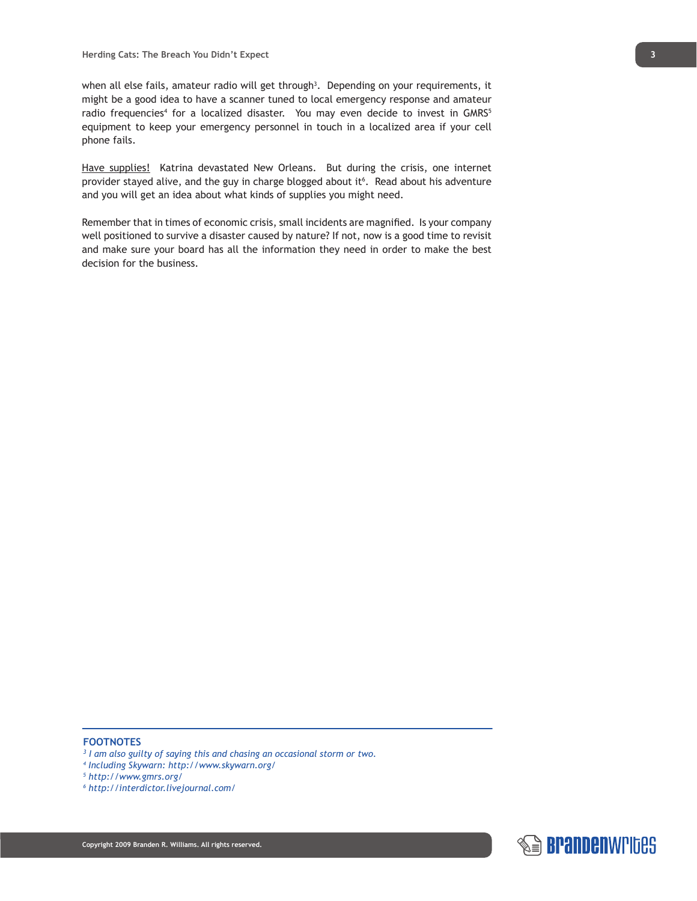when all else fails, amateur radio will get through[3]. Depending on your requirements, it might be a good idea to have a scanner tuned to local emergency response and amateur radio frequencies[4] for a localized disaster. You may even decide to invest in GMRS[5] equipment to keep your emergency personnel in touch in a localized area if your cell phone fails.

<u>Have supplies!</u> Katrina devastated New Orleans. But during the crisis, one internet provider stayed alive, and the guy in charge blogged about it[6]. Read about his adventure and you will get an idea about what kinds of supplies you might need.

Remember that in times of economic crisis, small incidents are magnified. Is your company well positioned to survive a disaster caused by nature? If not, now is a good time to revisit and make sure your board has all the information they need in order to make the best decision for the business.

---

**FOOTNOTES**

[3] *I am also guilty of saying this and chasing an occasional storm or two.*
[4] *Including Skywarn: http://www.skywarn.org/*
[5] *http://www.gmrs.org/*
[6] *http://interdictor.livejournal.com/*

Copyright 2009 Branden R. Williams. All rights reserved.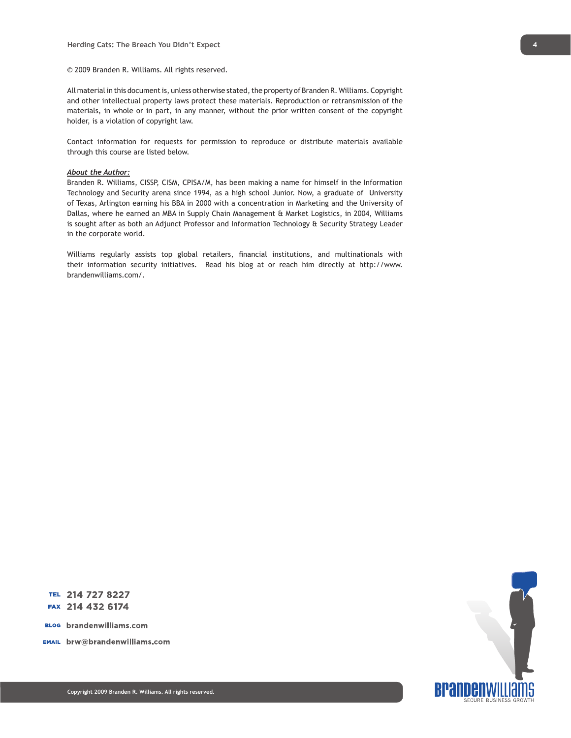© 2009 Branden R. Williams. All rights reserved.

All material in this document is, unless otherwise stated, the property of Branden R. Williams. Copyright and other intellectual property laws protect these materials. Reproduction or retransmission of the materials, in whole or in part, in any manner, without the prior written consent of the copyright holder, is a violation of copyright law.

Contact information for requests for permission to reproduce or distribute materials available through this course are listed below.

***About the Author:***

Branden R. Williams, CISSP, CISM, CPISA/M, has been making a name for himself in the Information Technology and Security arena since 1994, as a high school Junior. Now, a graduate of University of Texas, Arlington earning his BBA in 2000 with a concentration in Marketing and the University of Dallas, where he earned an MBA in Supply Chain Management & Market Logistics, in 2004, Williams is sought after as both an Adjunct Professor and Information Technology & Security Strategy Leader in the corporate world.

Williams regularly assists top global retailers, financial institutions, and multinationals with their information security initiatives. Read his blog at or reach him directly at http://www.brandenwilliams.com/.

**TEL** 214 727 8227
**FAX** 214 432 6174

**BLOG** brandenwilliams.com

**EMAIL** brw@brandenwilliams.com

Copyright 2009 Branden R. Williams. All rights reserved.

BrandenWilliams
SECURE BUSINESS GROWTH